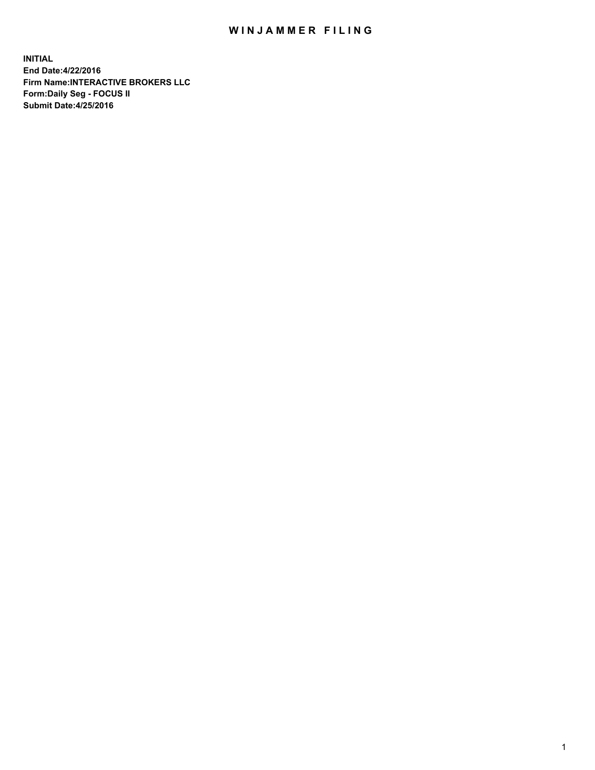# WINJAMMER FILING

**INITIAL**
**End Date:4/22/2016**
**Firm Name:INTERACTIVE BROKERS LLC**
**Form:Daily Seg - FOCUS II**
**Submit Date:4/25/2016**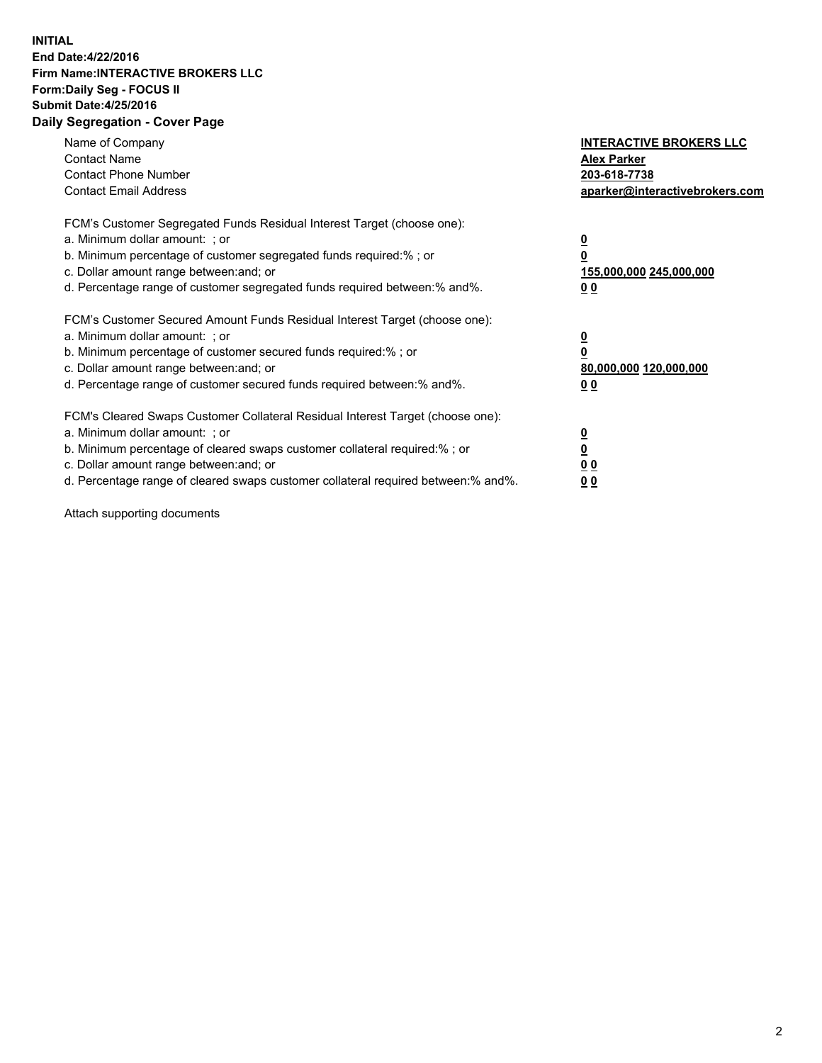**INITIAL**
**End Date:4/22/2016**
**Firm Name:INTERACTIVE BROKERS LLC**
**Form:Daily Seg - FOCUS II**
**Submit Date:4/25/2016**

## Daily Segregation - Cover Page

| | |
|---|---|
| Name of Company | **INTERACTIVE BROKERS LLC** |
| Contact Name | **Alex Parker** |
| Contact Phone Number | **203-618-7738** |
| Contact Email Address | **aparker@interactivebrokers.com** |

| | |
|---|---|
| FCM's Customer Segregated Funds Residual Interest Target (choose one): | |
| a. Minimum dollar amount: ; or | **0** |
| b. Minimum percentage of customer segregated funds required:% ; or | **0** |
| c. Dollar amount range between:and; or | **155,000,000 245,000,000** |
| d. Percentage range of customer segregated funds required between:% and%. | **0 0** |
| FCM's Customer Secured Amount Funds Residual Interest Target (choose one): | |
| a. Minimum dollar amount: ; or | **0** |
| b. Minimum percentage of customer secured funds required:% ; or | **0** |
| c. Dollar amount range between:and; or | **80,000,000 120,000,000** |
| d. Percentage range of customer secured funds required between:% and%. | **0 0** |
| FCM's Cleared Swaps Customer Collateral Residual Interest Target (choose one): | |
| a. Minimum dollar amount: ; or | **0** |
| b. Minimum percentage of cleared swaps customer collateral required:% ; or | **0** |
| c. Dollar amount range between:and; or | **0 0** |
| d. Percentage range of cleared swaps customer collateral required between:% and%. | **0 0** |

Attach supporting documents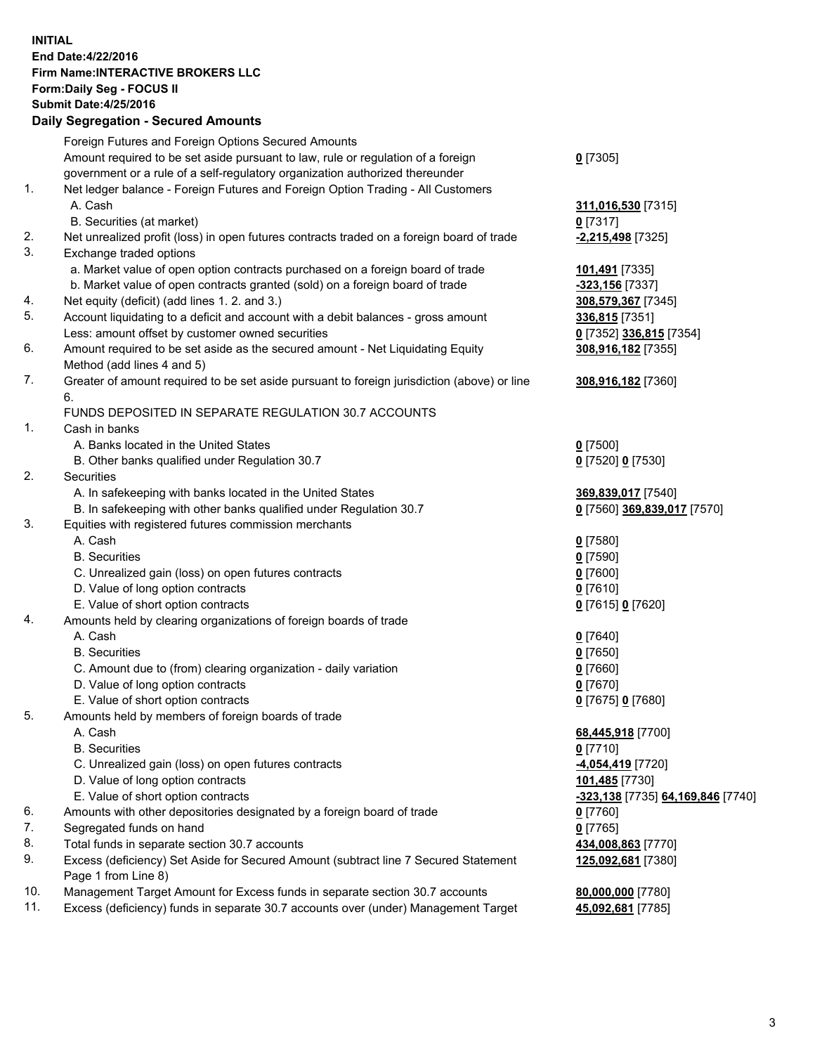**INITIAL**
**End Date:4/22/2016**
**Firm Name:INTERACTIVE BROKERS LLC**
**Form:Daily Seg - FOCUS II**
**Submit Date:4/25/2016**

## Daily Segregation - Secured Amounts

| | | |
|---|---|---|
| | Foreign Futures and Foreign Options Secured Amounts | |
| | Amount required to be set aside pursuant to law, rule or regulation of a foreign government or a rule of a self-regulatory organization authorized thereunder | **0** [7305] |
| 1. | Net ledger balance - Foreign Futures and Foreign Option Trading - All Customers | |
| | A. Cash | **311,016,530** [7315] |
| | B. Securities (at market) | **0** [7317] |
| 2. | Net unrealized profit (loss) in open futures contracts traded on a foreign board of trade | **-2,215,498** [7325] |
| 3. | Exchange traded options | |
| | a. Market value of open option contracts purchased on a foreign board of trade | **101,491** [7335] |
| | b. Market value of open contracts granted (sold) on a foreign board of trade | **-323,156** [7337] |
| 4. | Net equity (deficit) (add lines 1. 2. and 3.) | **308,579,367** [7345] |
| 5. | Account liquidating to a deficit and account with a debit balances - gross amount | **336,815** [7351] |
| | Less: amount offset by customer owned securities | **0** [7352] **336,815** [7354] |
| 6. | Amount required to be set aside as the secured amount - Net Liquidating Equity Method (add lines 4 and 5) | **308,916,182** [7355] |
| 7. | Greater of amount required to be set aside pursuant to foreign jurisdiction (above) or line 6. | **308,916,182** [7360] |
| | FUNDS DEPOSITED IN SEPARATE REGULATION 30.7 ACCOUNTS | |
| 1. | Cash in banks | |
| | A. Banks located in the United States | **0** [7500] |
| | B. Other banks qualified under Regulation 30.7 | **0** [7520] **0** [7530] |
| 2. | Securities | |
| | A. In safekeeping with banks located in the United States | **369,839,017** [7540] |
| | B. In safekeeping with other banks qualified under Regulation 30.7 | **0** [7560] **369,839,017** [7570] |
| 3. | Equities with registered futures commission merchants | |
| | A. Cash | **0** [7580] |
| | B. Securities | **0** [7590] |
| | C. Unrealized gain (loss) on open futures contracts | **0** [7600] |
| | D. Value of long option contracts | **0** [7610] |
| | E. Value of short option contracts | **0** [7615] **0** [7620] |
| 4. | Amounts held by clearing organizations of foreign boards of trade | |
| | A. Cash | **0** [7640] |
| | B. Securities | **0** [7650] |
| | C. Amount due to (from) clearing organization - daily variation | **0** [7660] |
| | D. Value of long option contracts | **0** [7670] |
| | E. Value of short option contracts | **0** [7675] **0** [7680] |
| 5. | Amounts held by members of foreign boards of trade | |
| | A. Cash | **68,445,918** [7700] |
| | B. Securities | **0** [7710] |
| | C. Unrealized gain (loss) on open futures contracts | **-4,054,419** [7720] |
| | D. Value of long option contracts | **101,485** [7730] |
| | E. Value of short option contracts | **-323,138** [7735] **64,169,846** [7740] |
| 6. | Amounts with other depositories designated by a foreign board of trade | **0** [7760] |
| 7. | Segregated funds on hand | **0** [7765] |
| 8. | Total funds in separate section 30.7 accounts | **434,008,863** [7770] |
| 9. | Excess (deficiency) Set Aside for Secured Amount (subtract line 7 Secured Statement Page 1 from Line 8) | **125,092,681** [7380] |
| 10. | Management Target Amount for Excess funds in separate section 30.7 accounts | **80,000,000** [7780] |
| 11. | Excess (deficiency) funds in separate 30.7 accounts over (under) Management Target | **45,092,681** [7785] |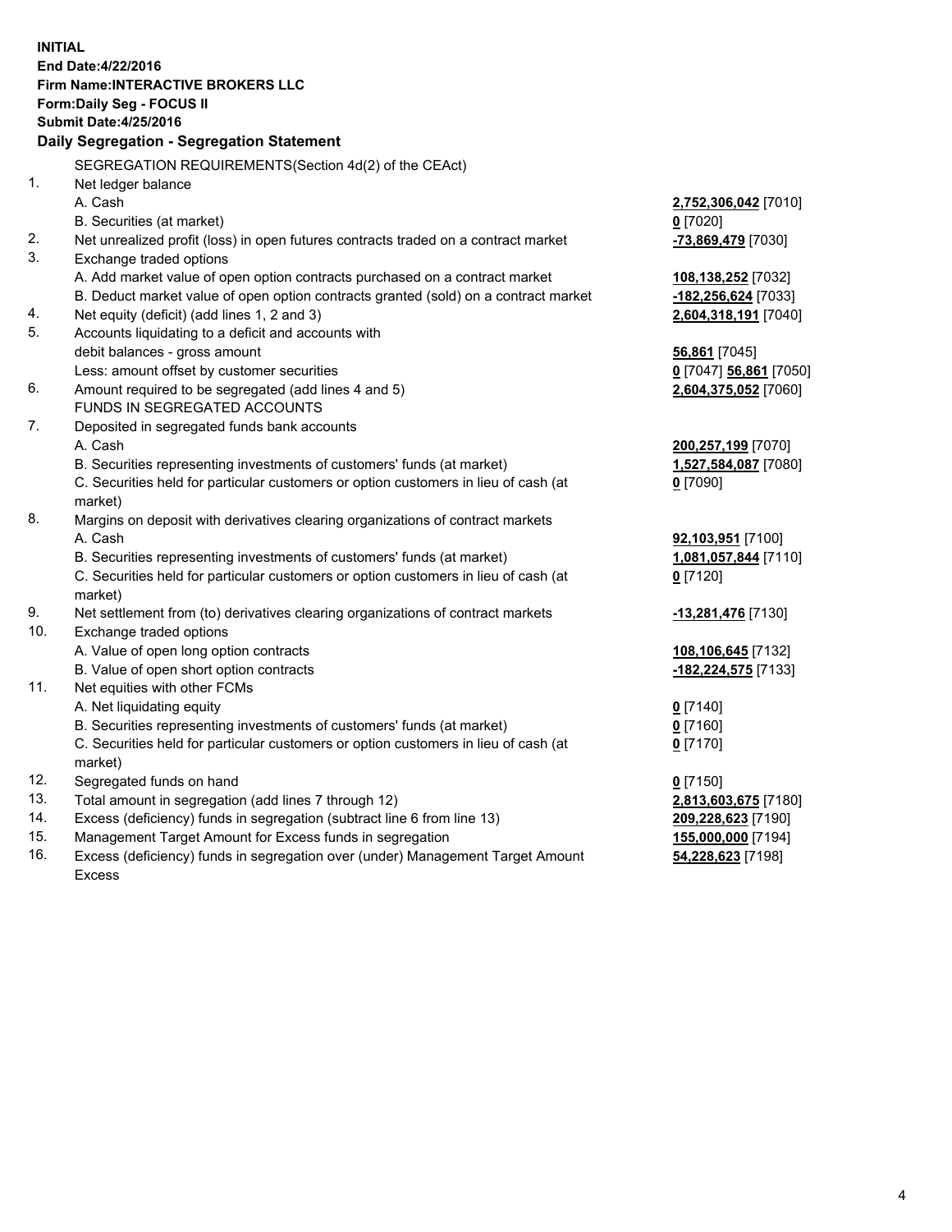**INITIAL**
**End Date:4/22/2016**
**Firm Name:INTERACTIVE BROKERS LLC**
**Form:Daily Seg - FOCUS II**
**Submit Date:4/25/2016**

## Daily Segregation - Segregation Statement

SEGREGATION REQUIREMENTS(Section 4d(2) of the CEAct)

| | | |
|---|---|---|
| 1. | Net ledger balance | |
| | A. Cash | **2,752,306,042** [7010] |
| | B. Securities (at market) | **0** [7020] |
| 2. | Net unrealized profit (loss) in open futures contracts traded on a contract market | **-73,869,479** [7030] |
| 3. | Exchange traded options | |
| | A. Add market value of open option contracts purchased on a contract market | **108,138,252** [7032] |
| | B. Deduct market value of open option contracts granted (sold) on a contract market | **-182,256,624** [7033] |
| 4. | Net equity (deficit) (add lines 1, 2 and 3) | **2,604,318,191** [7040] |
| 5. | Accounts liquidating to a deficit and accounts with | |
| | debit balances - gross amount | **56,861** [7045] |
| | Less: amount offset by customer securities | **0** [7047] **56,861** [7050] |
| 6. | Amount required to be segregated (add lines 4 and 5) | **2,604,375,052** [7060] |
| | FUNDS IN SEGREGATED ACCOUNTS | |
| 7. | Deposited in segregated funds bank accounts | |
| | A. Cash | **200,257,199** [7070] |
| | B. Securities representing investments of customers' funds (at market) | **1,527,584,087** [7080] |
| | C. Securities held for particular customers or option customers in lieu of cash (at market) | **0** [7090] |
| 8. | Margins on deposit with derivatives clearing organizations of contract markets | |
| | A. Cash | **92,103,951** [7100] |
| | B. Securities representing investments of customers' funds (at market) | **1,081,057,844** [7110] |
| | C. Securities held for particular customers or option customers in lieu of cash (at market) | **0** [7120] |
| 9. | Net settlement from (to) derivatives clearing organizations of contract markets | **-13,281,476** [7130] |
| 10. | Exchange traded options | |
| | A. Value of open long option contracts | **108,106,645** [7132] |
| | B. Value of open short option contracts | **-182,224,575** [7133] |
| 11. | Net equities with other FCMs | |
| | A. Net liquidating equity | **0** [7140] |
| | B. Securities representing investments of customers' funds (at market) | **0** [7160] |
| | C. Securities held for particular customers or option customers in lieu of cash (at market) | **0** [7170] |
| 12. | Segregated funds on hand | **0** [7150] |
| 13. | Total amount in segregation (add lines 7 through 12) | **2,813,603,675** [7180] |
| 14. | Excess (deficiency) funds in segregation (subtract line 6 from line 13) | **209,228,623** [7190] |
| 15. | Management Target Amount for Excess funds in segregation | **155,000,000** [7194] |
| 16. | Excess (deficiency) funds in segregation over (under) Management Target Amount Excess | **54,228,623** [7198] |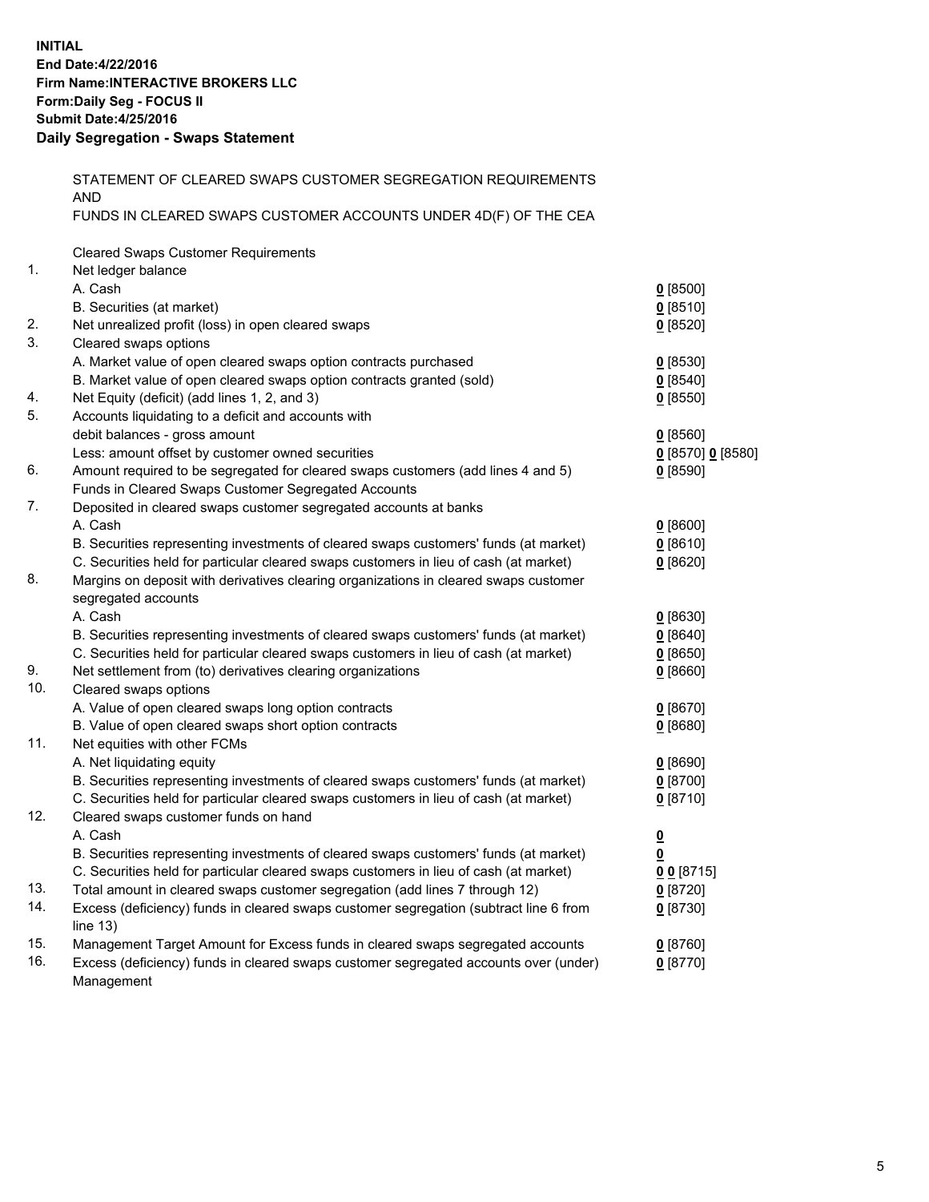**INITIAL**
**End Date:4/22/2016**
**Firm Name:INTERACTIVE BROKERS LLC**
**Form:Daily Seg - FOCUS II**
**Submit Date:4/25/2016**
**Daily Segregation - Swaps Statement**

STATEMENT OF CLEARED SWAPS CUSTOMER SEGREGATION REQUIREMENTS
AND
FUNDS IN CLEARED SWAPS CUSTOMER ACCOUNTS UNDER 4D(F) OF THE CEA

| | | |
|---|---|---|
| | Cleared Swaps Customer Requirements | |
| 1. | Net ledger balance | |
| | A. Cash | 0 [8500] |
| | B. Securities (at market) | 0 [8510] |
| 2. | Net unrealized profit (loss) in open cleared swaps | 0 [8520] |
| 3. | Cleared swaps options | |
| | A. Market value of open cleared swaps option contracts purchased | 0 [8530] |
| | B. Market value of open cleared swaps option contracts granted (sold) | 0 [8540] |
| 4. | Net Equity (deficit) (add lines 1, 2, and 3) | 0 [8550] |
| 5. | Accounts liquidating to a deficit and accounts with | |
| | debit balances - gross amount | 0 [8560] |
| | Less: amount offset by customer owned securities | 0 [8570] 0 [8580] |
| 6. | Amount required to be segregated for cleared swaps customers (add lines 4 and 5) | 0 [8590] |
| | Funds in Cleared Swaps Customer Segregated Accounts | |
| 7. | Deposited in cleared swaps customer segregated accounts at banks | |
| | A. Cash | 0 [8600] |
| | B. Securities representing investments of cleared swaps customers' funds (at market) | 0 [8610] |
| | C. Securities held for particular cleared swaps customers in lieu of cash (at market) | 0 [8620] |
| 8. | Margins on deposit with derivatives clearing organizations in cleared swaps customer segregated accounts | |
| | A. Cash | 0 [8630] |
| | B. Securities representing investments of cleared swaps customers' funds (at market) | 0 [8640] |
| | C. Securities held for particular cleared swaps customers in lieu of cash (at market) | 0 [8650] |
| 9. | Net settlement from (to) derivatives clearing organizations | 0 [8660] |
| 10. | Cleared swaps options | |
| | A. Value of open cleared swaps long option contracts | 0 [8670] |
| | B. Value of open cleared swaps short option contracts | 0 [8680] |
| 11. | Net equities with other FCMs | |
| | A. Net liquidating equity | 0 [8690] |
| | B. Securities representing investments of cleared swaps customers' funds (at market) | 0 [8700] |
| | C. Securities held for particular cleared swaps customers in lieu of cash (at market) | 0 [8710] |
| 12. | Cleared swaps customer funds on hand | |
| | A. Cash | 0 |
| | B. Securities representing investments of cleared swaps customers' funds (at market) | 0 |
| | C. Securities held for particular cleared swaps customers in lieu of cash (at market) | 0 0 [8715] |
| 13. | Total amount in cleared swaps customer segregation (add lines 7 through 12) | 0 [8720] |
| 14. | Excess (deficiency) funds in cleared swaps customer segregation (subtract line 6 from line 13) | 0 [8730] |
| 15. | Management Target Amount for Excess funds in cleared swaps segregated accounts | 0 [8760] |
| 16. | Excess (deficiency) funds in cleared swaps customer segregated accounts over (under) Management | 0 [8770] |